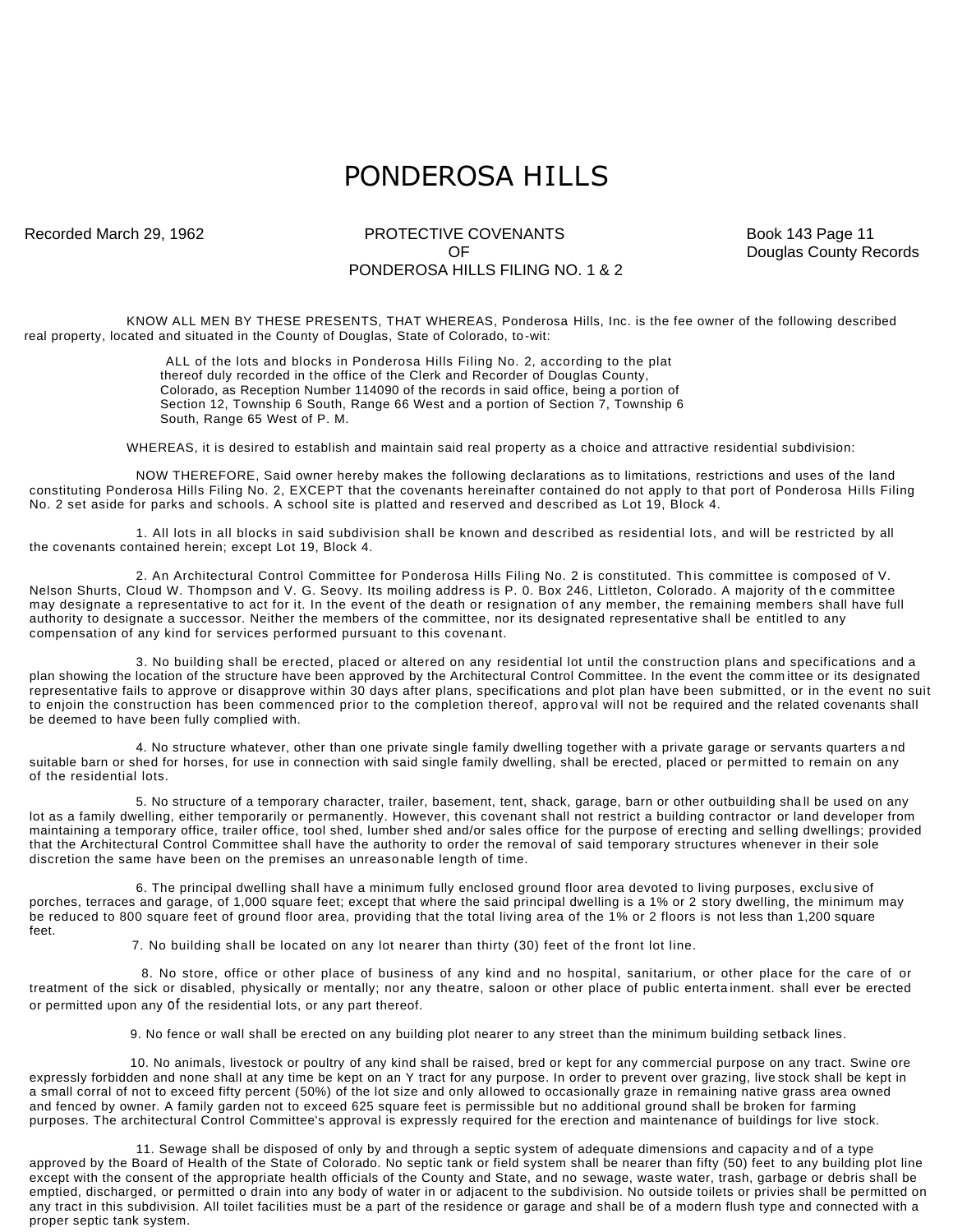# PONDEROSA HILLS

Recorded March 29, 1962

PROTECTIVE COVENANTS
OF
PONDEROSA HILLS FILING NO. 1 & 2

Book 143 Page 11
Douglas County Records

KNOW ALL MEN BY THESE PRESENTS, THAT WHEREAS, Ponderosa Hills, Inc. is the fee owner of the following described real property, located and situated in the County of Douglas, State of Colorado, to-wit:

> ALL of the lots and blocks in Ponderosa Hills Filing No. 2, according to the plat thereof duly recorded in the office of the Clerk and Recorder of Douglas County, Colorado, as Reception Number 114090 of the records in said office, being a portion of Section 12, Township 6 South, Range 66 West and a portion of Section 7, Township 6 South, Range 65 West of P. M.

WHEREAS, it is desired to establish and maintain said real property as a choice and attractive residential subdivision:

NOW THEREFORE, Said owner hereby makes the following declarations as to limitations, restrictions and uses of the land constituting Ponderosa Hills Filing No. 2, EXCEPT that the covenants hereinafter contained do not apply to that port of Ponderosa Hills Filing No. 2 set aside for parks and schools. A school site is platted and reserved and described as Lot 19, Block 4.

1. All lots in all blocks in said subdivision shall be known and described as residential lots, and will be restricted by all the covenants contained herein; except Lot 19, Block 4.

2. An Architectural Control Committee for Ponderosa Hills Filing No. 2 is constituted. This committee is composed of V. Nelson Shurts, Cloud W. Thompson and V. G. Seovy. Its moiling address is P. 0. Box 246, Littleton, Colorado. A majority of the committee may designate a representative to act for it. In the event of the death or resignation of any member, the remaining members shall have full authority to designate a successor. Neither the members of the committee, nor its designated representative shall be entitled to any compensation of any kind for services performed pursuant to this covenant.

3. No building shall be erected, placed or altered on any residential lot until the construction plans and specifications and a plan showing the location of the structure have been approved by the Architectural Control Committee. In the event the committee or its designated representative fails to approve or disapprove within 30 days after plans, specifications and plot plan have been submitted, or in the event no suit to enjoin the construction has been commenced prior to the completion thereof, approval will not be required and the related covenants shall be deemed to have been fully complied with.

4. No structure whatever, other than one private single family dwelling together with a private garage or servants quarters and suitable barn or shed for horses, for use in connection with said single family dwelling, shall be erected, placed or permitted to remain on any of the residential lots.

5. No structure of a temporary character, trailer, basement, tent, shack, garage, barn or other outbuilding shall be used on any lot as a family dwelling, either temporarily or permanently. However, this covenant shall not restrict a building contractor or land developer from maintaining a temporary office, trailer office, tool shed, lumber shed and/or sales office for the purpose of erecting and selling dwellings; provided that the Architectural Control Committee shall have the authority to order the removal of said temporary structures whenever in their sole discretion the same have been on the premises an unreasonable length of time.

6. The principal dwelling shall have a minimum fully enclosed ground floor area devoted to living purposes, exclusive of porches, terraces and garage, of 1,000 square feet; except that where the said principal dwelling is a 1% or 2 story dwelling, the minimum may be reduced to 800 square feet of ground floor area, providing that the total living area of the 1% or 2 floors is not less than 1,200 square feet.

7. No building shall be located on any lot nearer than thirty (30) feet of the front lot line.

8. No store, office or other place of business of any kind and no hospital, sanitarium, or other place for the care of or treatment of the sick or disabled, physically or mentally; nor any theatre, saloon or other place of public entertainment. shall ever be erected or permitted upon any of the residential lots, or any part thereof.

9. No fence or wall shall be erected on any building plot nearer to any street than the minimum building setback lines.

10. No animals, livestock or poultry of any kind shall be raised, bred or kept for any commercial purpose on any tract. Swine ore expressly forbidden and none shall at any time be kept on an Y tract for any purpose. In order to prevent over grazing, live stock shall be kept in a small corral of not to exceed fifty percent (50%) of the lot size and only allowed to occasionally graze in remaining native grass area owned and fenced by owner. A family garden not to exceed 625 square feet is permissible but no additional ground shall be broken for farming purposes. The architectural Control Committee's approval is expressly required for the erection and maintenance of buildings for live stock.

11. Sewage shall be disposed of only by and through a septic system of adequate dimensions and capacity and of a type approved by the Board of Health of the State of Colorado. No septic tank or field system shall be nearer than fifty (50) feet to any building plot line except with the consent of the appropriate health officials of the County and State, and no sewage, waste water, trash, garbage or debris shall be emptied, discharged, or permitted o drain into any body of water in or adjacent to the subdivision. No outside toilets or privies shall be permitted on any tract in this subdivision. All toilet facilities must be a part of the residence or garage and shall be of a modern flush type and connected with a proper septic tank system.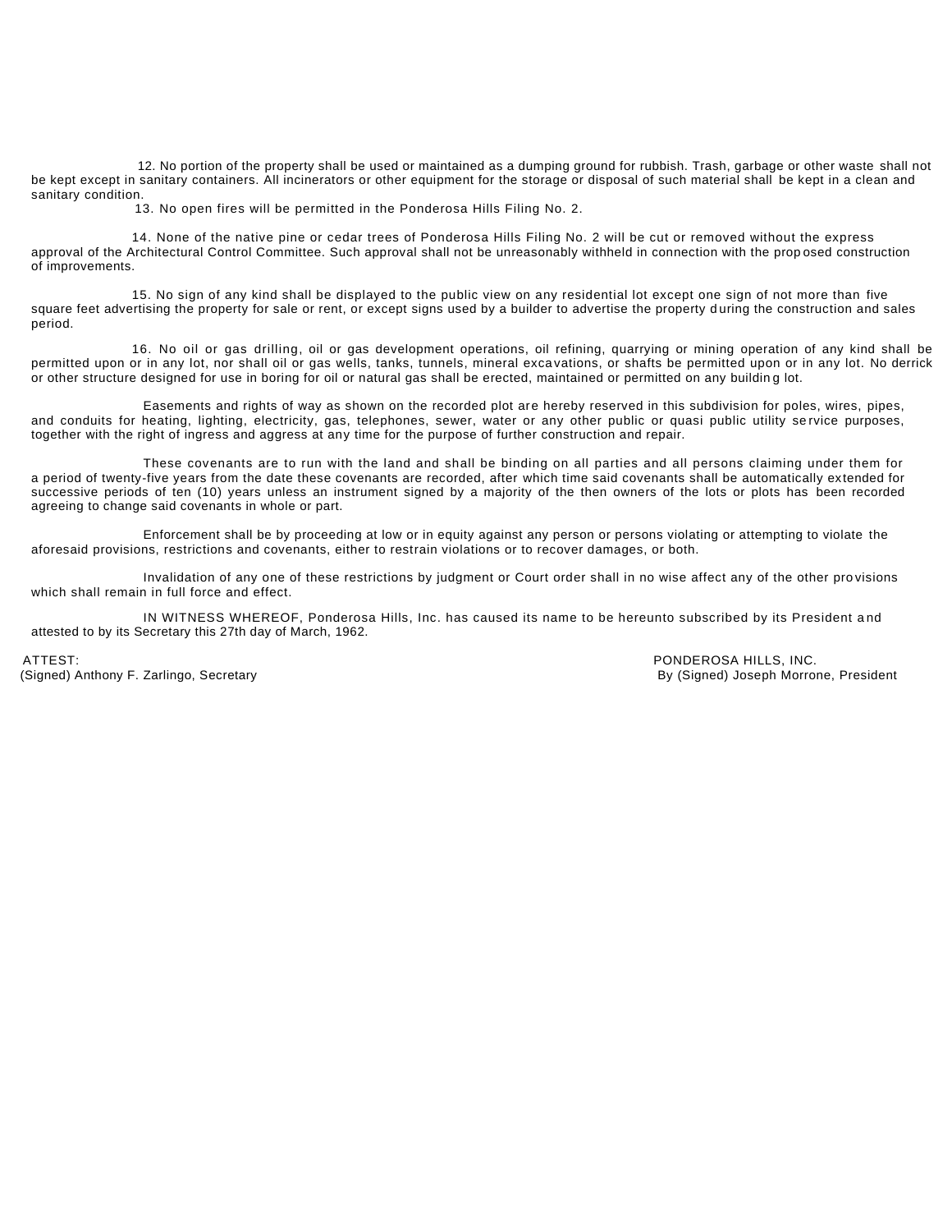12. No portion of the property shall be used or maintained as a dumping ground for rubbish. Trash, garbage or other waste shall not be kept except in sanitary containers. All incinerators or other equipment for the storage or disposal of such material shall be kept in a clean and sanitary condition.

13. No open fires will be permitted in the Ponderosa Hills Filing No. 2.

14. None of the native pine or cedar trees of Ponderosa Hills Filing No. 2 will be cut or removed without the express approval of the Architectural Control Committee. Such approval shall not be unreasonably withheld in connection with the proposed construction of improvements.

15. No sign of any kind shall be displayed to the public view on any residential lot except one sign of not more than five square feet advertising the property for sale or rent, or except signs used by a builder to advertise the property during the construction and sales period.

16. No oil or gas drilling, oil or gas development operations, oil refining, quarrying or mining operation of any kind shall be permitted upon or in any lot, nor shall oil or gas wells, tanks, tunnels, mineral excavations, or shafts be permitted upon or in any lot. No derrick or other structure designed for use in boring for oil or natural gas shall be erected, maintained or permitted on any building lot.

Easements and rights of way as shown on the recorded plot are hereby reserved in this subdivision for poles, wires, pipes, and conduits for heating, lighting, electricity, gas, telephones, sewer, water or any other public or quasi public utility service purposes, together with the right of ingress and aggress at any time for the purpose of further construction and repair.

These covenants are to run with the land and shall be binding on all parties and all persons claiming under them for a period of twenty-five years from the date these covenants are recorded, after which time said covenants shall be automatically extended for successive periods of ten (10) years unless an instrument signed by a majority of the then owners of the lots or plots has been recorded agreeing to change said covenants in whole or part.

Enforcement shall be by proceeding at low or in equity against any person or persons violating or attempting to violate the aforesaid provisions, restrictions and covenants, either to restrain violations or to recover damages, or both.

Invalidation of any one of these restrictions by judgment or Court order shall in no wise affect any of the other provisions which shall remain in full force and effect.

IN WITNESS WHEREOF, Ponderosa Hills, Inc. has caused its name to be hereunto subscribed by its President and attested to by its Secretary this 27th day of March, 1962.

ATTEST:
(Signed) Anthony F. Zarlingo, Secretary

PONDEROSA HILLS, INC.
By (Signed) Joseph Morrone, President